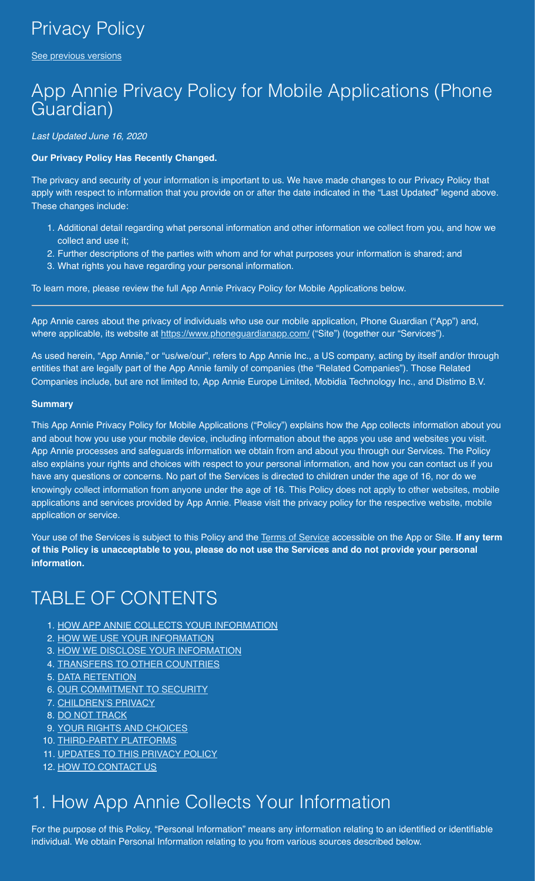# Privacy Policy

See previous versions

# App Annie Privacy Policy for Mobile Applications (Phone Guardian)

*Last Updated June 16, 2020*

**Our Privacy Policy Has Recently Changed.**

The privacy and security of your information is important to us. We have made changes to our Privacy Policy that apply with respect to information that you provide on or after the date indicated in the "Last Updated" legend above. These changes include:

1. Additional detail regarding what personal information and other information we collect from you, and how we collect and use it;
2. Further descriptions of the parties with whom and for what purposes your information is shared; and
3. What rights you have regarding your personal information.

To learn more, please review the full App Annie Privacy Policy for Mobile Applications below.

---

App Annie cares about the privacy of individuals who use our mobile application, Phone Guardian ("App") and, where applicable, its website at https://www.phoneguardianapp.com/ ("Site") (together our "Services").

As used herein, "App Annie," or "us/we/our", refers to App Annie Inc., a US company, acting by itself and/or through entities that are legally part of the App Annie family of companies (the "Related Companies"). Those Related Companies include, but are not limited to, App Annie Europe Limited, Mobidia Technology Inc., and Distimo B.V.

**Summary**

This App Annie Privacy Policy for Mobile Applications ("Policy") explains how the App collects information about you and about how you use your mobile device, including information about the apps you use and websites you visit. App Annie processes and safeguards information we obtain from and about you through our Services. The Policy also explains your rights and choices with respect to your personal information, and how you can contact us if you have any questions or concerns. No part of the Services is directed to children under the age of 16, nor do we knowingly collect information from anyone under the age of 16. This Policy does not apply to other websites, mobile applications and services provided by App Annie. Please visit the privacy policy for the respective website, mobile application or service.

Your use of the Services is subject to this Policy and the Terms of Service accessible on the App or Site. **If any term of this Policy is unacceptable to you, please do not use the Services and do not provide your personal information.**

# TABLE OF CONTENTS

1. HOW APP ANNIE COLLECTS YOUR INFORMATION
2. HOW WE USE YOUR INFORMATION
3. HOW WE DISCLOSE YOUR INFORMATION
4. TRANSFERS TO OTHER COUNTRIES
5. DATA RETENTION
6. OUR COMMITMENT TO SECURITY
7. CHILDREN'S PRIVACY
8. DO NOT TRACK
9. YOUR RIGHTS AND CHOICES
10. THIRD-PARTY PLATFORMS
11. UPDATES TO THIS PRIVACY POLICY
12. HOW TO CONTACT US

# 1. How App Annie Collects Your Information

For the purpose of this Policy, "Personal Information" means any information relating to an identified or identifiable individual. We obtain Personal Information relating to you from various sources described below.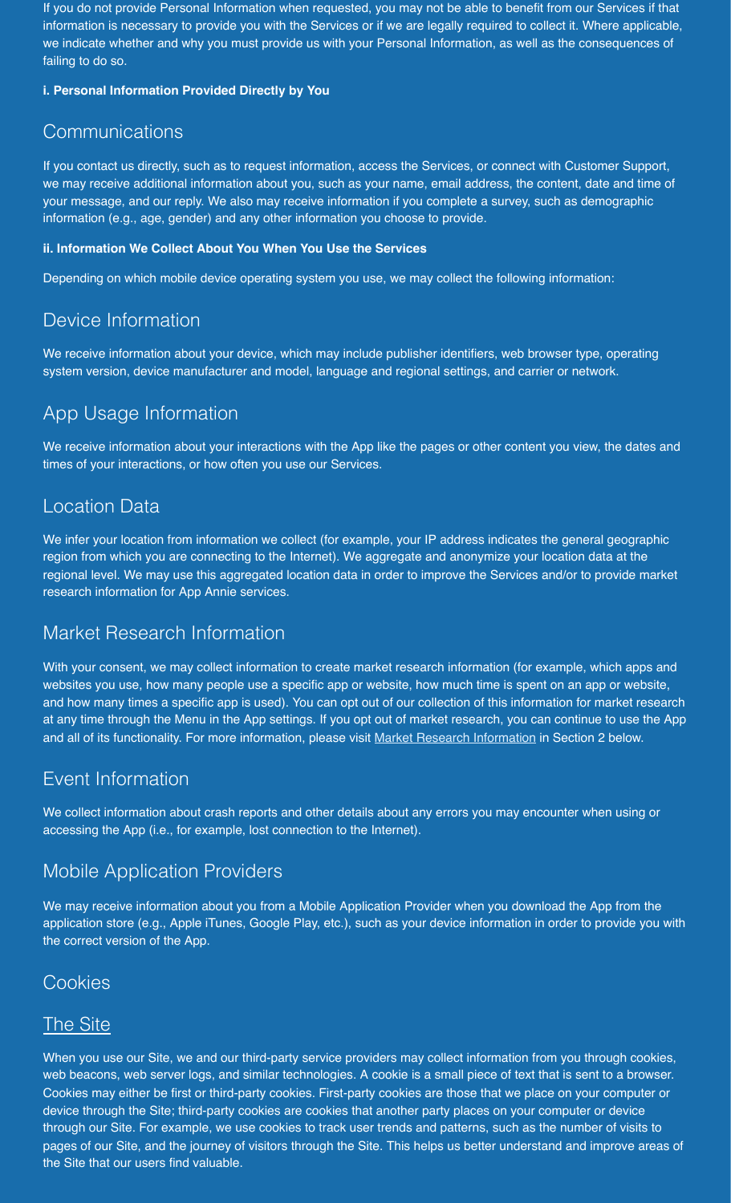If you do not provide Personal Information when requested, you may not be able to benefit from our Services if that information is necessary to provide you with the Services or if we are legally required to collect it. Where applicable, we indicate whether and why you must provide us with your Personal Information, as well as the consequences of failing to do so.

**i. Personal Information Provided Directly by You**

## Communications

If you contact us directly, such as to request information, access the Services, or connect with Customer Support, we may receive additional information about you, such as your name, email address, the content, date and time of your message, and our reply. We also may receive information if you complete a survey, such as demographic information (e.g., age, gender) and any other information you choose to provide.

**ii. Information We Collect About You When You Use the Services**

Depending on which mobile device operating system you use, we may collect the following information:

## Device Information

We receive information about your device, which may include publisher identifiers, web browser type, operating system version, device manufacturer and model, language and regional settings, and carrier or network.

## App Usage Information

We receive information about your interactions with the App like the pages or other content you view, the dates and times of your interactions, or how often you use our Services.

## Location Data

We infer your location from information we collect (for example, your IP address indicates the general geographic region from which you are connecting to the Internet). We aggregate and anonymize your location data at the regional level. We may use this aggregated location data in order to improve the Services and/or to provide market research information for App Annie services.

## Market Research Information

With your consent, we may collect information to create market research information (for example, which apps and websites you use, how many people use a specific app or website, how much time is spent on an app or website, and how many times a specific app is used). You can opt out of our collection of this information for market research at any time through the Menu in the App settings. If you opt out of market research, you can continue to use the App and all of its functionality. For more information, please visit Market Research Information in Section 2 below.

## Event Information

We collect information about crash reports and other details about any errors you may encounter when using or accessing the App (i.e., for example, lost connection to the Internet).

## Mobile Application Providers

We may receive information about you from a Mobile Application Provider when you download the App from the application store (e.g., Apple iTunes, Google Play, etc.), such as your device information in order to provide you with the correct version of the App.

## Cookies

### The Site

When you use our Site, we and our third-party service providers may collect information from you through cookies, web beacons, web server logs, and similar technologies. A cookie is a small piece of text that is sent to a browser. Cookies may either be first or third-party cookies. First-party cookies are those that we place on your computer or device through the Site; third-party cookies are cookies that another party places on your computer or device through our Site. For example, we use cookies to track user trends and patterns, such as the number of visits to pages of our Site, and the journey of visitors through the Site. This helps us better understand and improve areas of the Site that our users find valuable.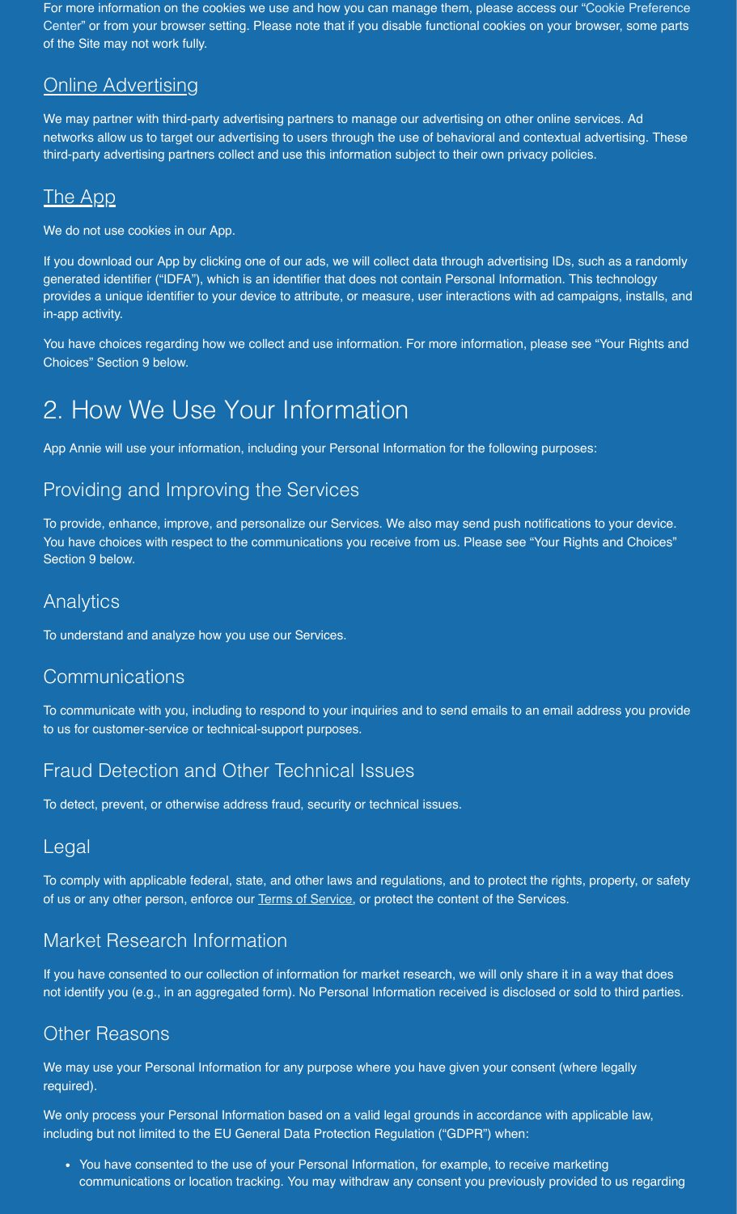For more information on the cookies we use and how you can manage them, please access our "Cookie Preference Center" or from your browser setting. Please note that if you disable functional cookies on your browser, some parts of the Site may not work fully.

### Online Advertising

We may partner with third-party advertising partners to manage our advertising on other online services. Ad networks allow us to target our advertising to users through the use of behavioral and contextual advertising. These third-party advertising partners collect and use this information subject to their own privacy policies.

### The App

We do not use cookies in our App.

If you download our App by clicking one of our ads, we will collect data through advertising IDs, such as a randomly generated identifier ("IDFA"), which is an identifier that does not contain Personal Information. This technology provides a unique identifier to your device to attribute, or measure, user interactions with ad campaigns, installs, and in-app activity.

You have choices regarding how we collect and use information. For more information, please see "Your Rights and Choices" Section 9 below.

# 2. How We Use Your Information

App Annie will use your information, including your Personal Information for the following purposes:

## Providing and Improving the Services

To provide, enhance, improve, and personalize our Services. We also may send push notifications to your device. You have choices with respect to the communications you receive from us. Please see "Your Rights and Choices" Section 9 below.

## Analytics

To understand and analyze how you use our Services.

## Communications

To communicate with you, including to respond to your inquiries and to send emails to an email address you provide to us for customer-service or technical-support purposes.

## Fraud Detection and Other Technical Issues

To detect, prevent, or otherwise address fraud, security or technical issues.

## Legal

To comply with applicable federal, state, and other laws and regulations, and to protect the rights, property, or safety of us or any other person, enforce our Terms of Service, or protect the content of the Services.

## Market Research Information

If you have consented to our collection of information for market research, we will only share it in a way that does not identify you (e.g., in an aggregated form). No Personal Information received is disclosed or sold to third parties.

## Other Reasons

We may use your Personal Information for any purpose where you have given your consent (where legally required).

We only process your Personal Information based on a valid legal grounds in accordance with applicable law, including but not limited to the EU General Data Protection Regulation ("GDPR") when:

- You have consented to the use of your Personal Information, for example, to receive marketing communications or location tracking. You may withdraw any consent you previously provided to us regarding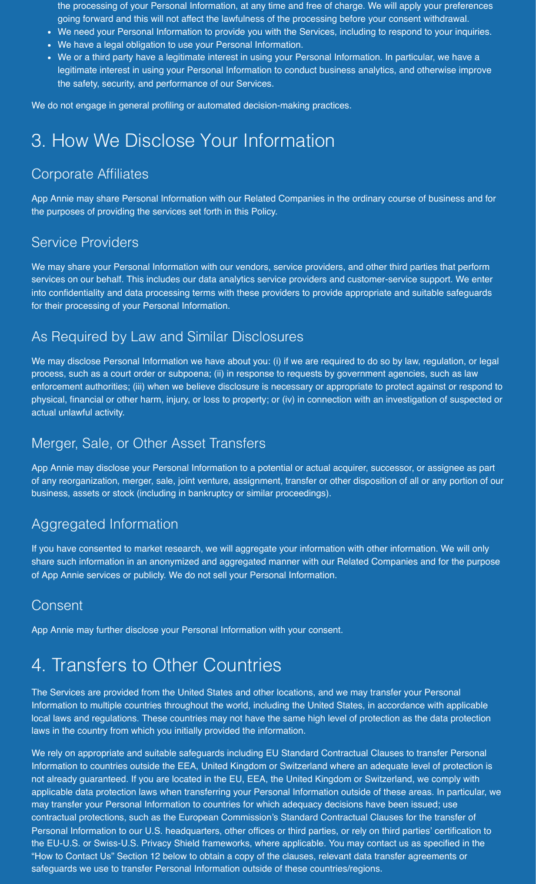the processing of your Personal Information, at any time and free of charge. We will apply your preferences going forward and this will not affect the lawfulness of the processing before your consent withdrawal.

- We need your Personal Information to provide you with the Services, including to respond to your inquiries.
- We have a legal obligation to use your Personal Information.
- We or a third party have a legitimate interest in using your Personal Information. In particular, we have a legitimate interest in using your Personal Information to conduct business analytics, and otherwise improve the safety, security, and performance of our Services.

We do not engage in general profiling or automated decision-making practices.

# 3. How We Disclose Your Information

## Corporate Affiliates

App Annie may share Personal Information with our Related Companies in the ordinary course of business and for the purposes of providing the services set forth in this Policy.

## Service Providers

We may share your Personal Information with our vendors, service providers, and other third parties that perform services on our behalf. This includes our data analytics service providers and customer-service support. We enter into confidentiality and data processing terms with these providers to provide appropriate and suitable safeguards for their processing of your Personal Information.

## As Required by Law and Similar Disclosures

We may disclose Personal Information we have about you: (i) if we are required to do so by law, regulation, or legal process, such as a court order or subpoena; (ii) in response to requests by government agencies, such as law enforcement authorities; (iii) when we believe disclosure is necessary or appropriate to protect against or respond to physical, financial or other harm, injury, or loss to property; or (iv) in connection with an investigation of suspected or actual unlawful activity.

## Merger, Sale, or Other Asset Transfers

App Annie may disclose your Personal Information to a potential or actual acquirer, successor, or assignee as part of any reorganization, merger, sale, joint venture, assignment, transfer or other disposition of all or any portion of our business, assets or stock (including in bankruptcy or similar proceedings).

## Aggregated Information

If you have consented to market research, we will aggregate your information with other information. We will only share such information in an anonymized and aggregated manner with our Related Companies and for the purpose of App Annie services or publicly. We do not sell your Personal Information.

## Consent

App Annie may further disclose your Personal Information with your consent.

# 4. Transfers to Other Countries

The Services are provided from the United States and other locations, and we may transfer your Personal Information to multiple countries throughout the world, including the United States, in accordance with applicable local laws and regulations. These countries may not have the same high level of protection as the data protection laws in the country from which you initially provided the information.

We rely on appropriate and suitable safeguards including EU Standard Contractual Clauses to transfer Personal Information to countries outside the EEA, United Kingdom or Switzerland where an adequate level of protection is not already guaranteed. If you are located in the EU, EEA, the United Kingdom or Switzerland, we comply with applicable data protection laws when transferring your Personal Information outside of these areas. In particular, we may transfer your Personal Information to countries for which adequacy decisions have been issued; use contractual protections, such as the European Commission's Standard Contractual Clauses for the transfer of Personal Information to our U.S. headquarters, other offices or third parties, or rely on third parties' certification to the EU-U.S. or Swiss-U.S. Privacy Shield frameworks, where applicable. You may contact us as specified in the "How to Contact Us" Section 12 below to obtain a copy of the clauses, relevant data transfer agreements or safeguards we use to transfer Personal Information outside of these countries/regions.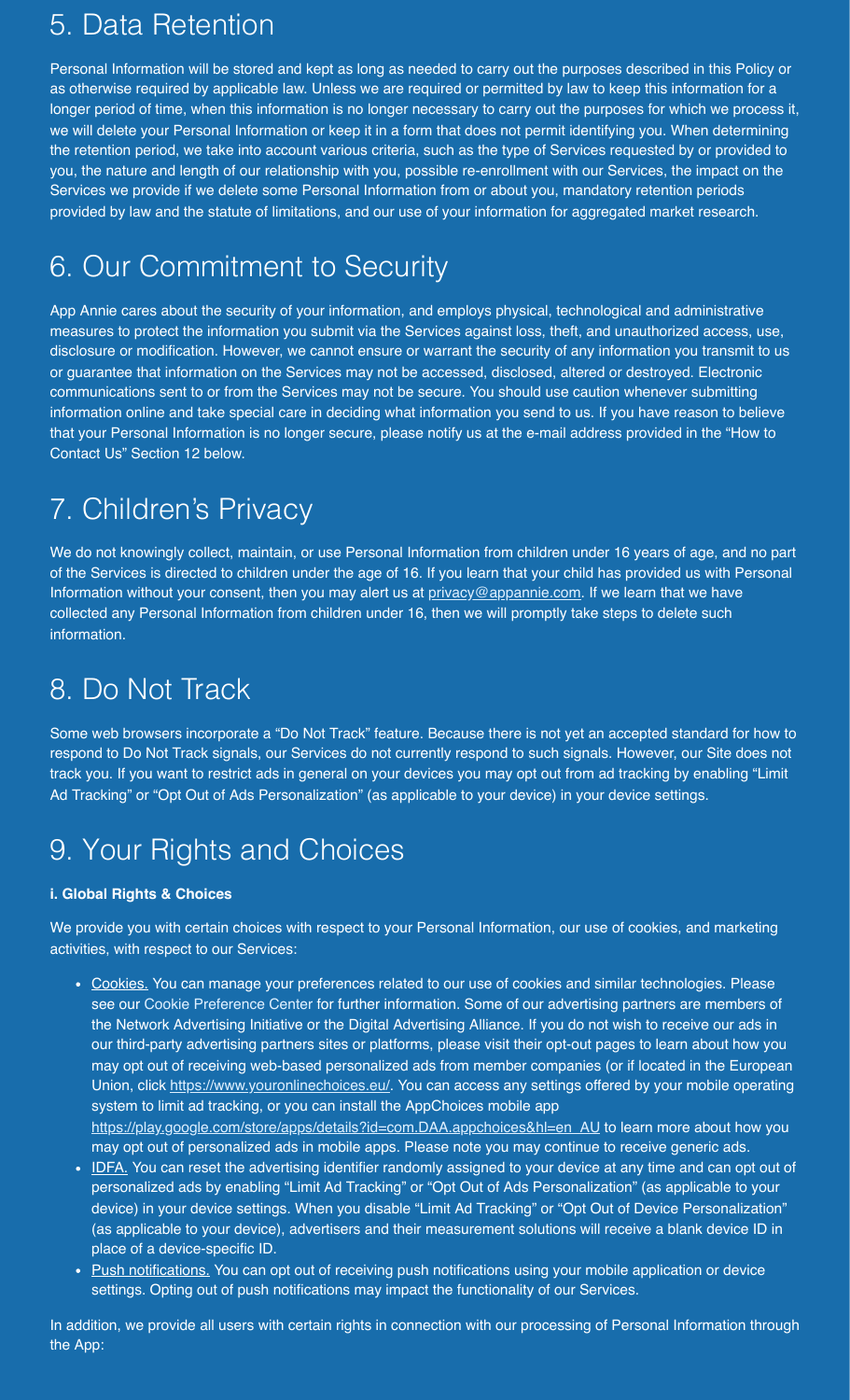## 5. Data Retention

Personal Information will be stored and kept as long as needed to carry out the purposes described in this Policy or as otherwise required by applicable law. Unless we are required or permitted by law to keep this information for a longer period of time, when this information is no longer necessary to carry out the purposes for which we process it, we will delete your Personal Information or keep it in a form that does not permit identifying you. When determining the retention period, we take into account various criteria, such as the type of Services requested by or provided to you, the nature and length of our relationship with you, possible re-enrollment with our Services, the impact on the Services we provide if we delete some Personal Information from or about you, mandatory retention periods provided by law and the statute of limitations, and our use of your information for aggregated market research.

## 6. Our Commitment to Security

App Annie cares about the security of your information, and employs physical, technological and administrative measures to protect the information you submit via the Services against loss, theft, and unauthorized access, use, disclosure or modification. However, we cannot ensure or warrant the security of any information you transmit to us or guarantee that information on the Services may not be accessed, disclosed, altered or destroyed. Electronic communications sent to or from the Services may not be secure. You should use caution whenever submitting information online and take special care in deciding what information you send to us. If you have reason to believe that your Personal Information is no longer secure, please notify us at the e-mail address provided in the "How to Contact Us" Section 12 below.

## 7. Children's Privacy

We do not knowingly collect, maintain, or use Personal Information from children under 16 years of age, and no part of the Services is directed to children under the age of 16. If you learn that your child has provided us with Personal Information without your consent, then you may alert us at privacy@appannie.com. If we learn that we have collected any Personal Information from children under 16, then we will promptly take steps to delete such information.

## 8. Do Not Track

Some web browsers incorporate a "Do Not Track" feature. Because there is not yet an accepted standard for how to respond to Do Not Track signals, our Services do not currently respond to such signals. However, our Site does not track you. If you want to restrict ads in general on your devices you may opt out from ad tracking by enabling "Limit Ad Tracking" or "Opt Out of Ads Personalization" (as applicable to your device) in your device settings.

## 9. Your Rights and Choices

**i. Global Rights & Choices**

We provide you with certain choices with respect to your Personal Information, our use of cookies, and marketing activities, with respect to our Services:

- Cookies. You can manage your preferences related to our use of cookies and similar technologies. Please see our Cookie Preference Center for further information. Some of our advertising partners are members of the Network Advertising Initiative or the Digital Advertising Alliance. If you do not wish to receive our ads in our third-party advertising partners sites or platforms, please visit their opt-out pages to learn about how you may opt out of receiving web-based personalized ads from member companies (or if located in the European Union, click https://www.youronlinechoices.eu/. You can access any settings offered by your mobile operating system to limit ad tracking, or you can install the AppChoices mobile app https://play.google.com/store/apps/details?id=com.DAA.appchoices&hl=en_AU to learn more about how you may opt out of personalized ads in mobile apps. Please note you may continue to receive generic ads.
- IDFA. You can reset the advertising identifier randomly assigned to your device at any time and can opt out of personalized ads by enabling "Limit Ad Tracking" or "Opt Out of Ads Personalization" (as applicable to your device) in your device settings. When you disable "Limit Ad Tracking" or "Opt Out of Device Personalization" (as applicable to your device), advertisers and their measurement solutions will receive a blank device ID in place of a device-specific ID.
- Push notifications. You can opt out of receiving push notifications using your mobile application or device settings. Opting out of push notifications may impact the functionality of our Services.

In addition, we provide all users with certain rights in connection with our processing of Personal Information through the App: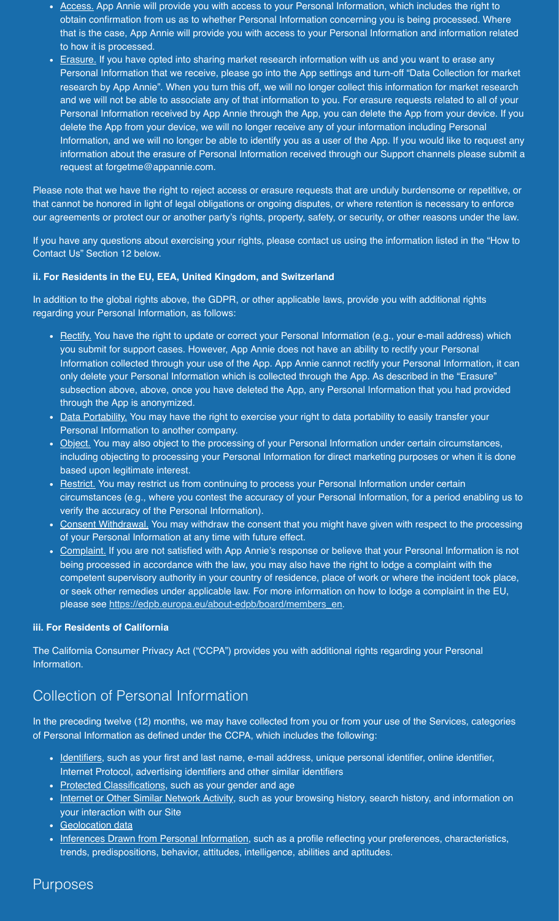- Access. App Annie will provide you with access to your Personal Information, which includes the right to obtain confirmation from us as to whether Personal Information concerning you is being processed. Where that is the case, App Annie will provide you with access to your Personal Information and information related to how it is processed.
- Erasure. If you have opted into sharing market research information with us and you want to erase any Personal Information that we receive, please go into the App settings and turn-off "Data Collection for market research by App Annie". When you turn this off, we will no longer collect this information for market research and we will not be able to associate any of that information to you. For erasure requests related to all of your Personal Information received by App Annie through the App, you can delete the App from your device. If you delete the App from your device, we will no longer receive any of your information including Personal Information, and we will no longer be able to identify you as a user of the App. If you would like to request any information about the erasure of Personal Information received through our Support channels please submit a request at forgetme@appannie.com.

Please note that we have the right to reject access or erasure requests that are unduly burdensome or repetitive, or that cannot be honored in light of legal obligations or ongoing disputes, or where retention is necessary to enforce our agreements or protect our or another party's rights, property, safety, or security, or other reasons under the law.

If you have any questions about exercising your rights, please contact us using the information listed in the "How to Contact Us" Section 12 below.

**ii. For Residents in the EU, EEA, United Kingdom, and Switzerland**

In addition to the global rights above, the GDPR, or other applicable laws, provide you with additional rights regarding your Personal Information, as follows:

- Rectify. You have the right to update or correct your Personal Information (e.g., your e-mail address) which you submit for support cases. However, App Annie does not have an ability to rectify your Personal Information collected through your use of the App. App Annie cannot rectify your Personal Information, it can only delete your Personal Information which is collected through the App. As described in the "Erasure" subsection above, above, once you have deleted the App, any Personal Information that you had provided through the App is anonymized.
- Data Portability. You may have the right to exercise your right to data portability to easily transfer your Personal Information to another company.
- Object. You may also object to the processing of your Personal Information under certain circumstances, including objecting to processing your Personal Information for direct marketing purposes or when it is done based upon legitimate interest.
- Restrict. You may restrict us from continuing to process your Personal Information under certain circumstances (e.g., where you contest the accuracy of your Personal Information, for a period enabling us to verify the accuracy of the Personal Information).
- Consent Withdrawal. You may withdraw the consent that you might have given with respect to the processing of your Personal Information at any time with future effect.
- Complaint. If you are not satisfied with App Annie's response or believe that your Personal Information is not being processed in accordance with the law, you may also have the right to lodge a complaint with the competent supervisory authority in your country of residence, place of work or where the incident took place, or seek other remedies under applicable law. For more information on how to lodge a complaint in the EU, please see https://edpb.europa.eu/about-edpb/board/members_en.

**iii. For Residents of California**

The California Consumer Privacy Act ("CCPA") provides you with additional rights regarding your Personal Information.

## Collection of Personal Information

In the preceding twelve (12) months, we may have collected from you or from your use of the Services, categories of Personal Information as defined under the CCPA, which includes the following:

- Identifiers, such as your first and last name, e-mail address, unique personal identifier, online identifier, Internet Protocol, advertising identifiers and other similar identifiers
- Protected Classifications, such as your gender and age
- Internet or Other Similar Network Activity, such as your browsing history, search history, and information on your interaction with our Site
- Geolocation data
- Inferences Drawn from Personal Information, such as a profile reflecting your preferences, characteristics, trends, predispositions, behavior, attitudes, intelligence, abilities and aptitudes.

## Purposes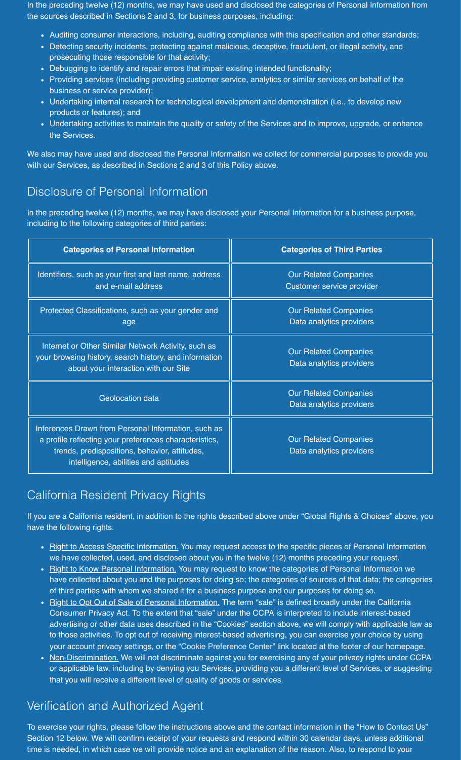In the preceding twelve (12) months, we may have used and disclosed the categories of Personal Information from the sources described in Sections 2 and 3, for business purposes, including:

- Auditing consumer interactions, including, auditing compliance with this specification and other standards;
- Detecting security incidents, protecting against malicious, deceptive, fraudulent, or illegal activity, and prosecuting those responsible for that activity;
- Debugging to identify and repair errors that impair existing intended functionality;
- Providing services (including providing customer service, analytics or similar services on behalf of the business or service provider);
- Undertaking internal research for technological development and demonstration (i.e., to develop new products or features); and
- Undertaking activities to maintain the quality or safety of the Services and to improve, upgrade, or enhance the Services.

We also may have used and disclosed the Personal Information we collect for commercial purposes to provide you with our Services, as described in Sections 2 and 3 of this Policy above.

## Disclosure of Personal Information

In the preceding twelve (12) months, we may have disclosed your Personal Information for a business purpose, including to the following categories of third parties:

| Categories of Personal Information | Categories of Third Parties |
|---|---|
| Identifiers, such as your first and last name, address and e-mail address | Our Related Companies<br>Customer service provider |
| Protected Classifications, such as your gender and age | Our Related Companies<br>Data analytics providers |
| Internet or Other Similar Network Activity, such as your browsing history, search history, and information about your interaction with our Site | Our Related Companies<br>Data analytics providers |
| Geolocation data | Our Related Companies<br>Data analytics providers |
| Inferences Drawn from Personal Information, such as a profile reflecting your preferences characteristics, trends, predispositions, behavior, attitudes, intelligence, abilities and aptitudes | Our Related Companies<br>Data analytics providers |

## California Resident Privacy Rights

If you are a California resident, in addition to the rights described above under "Global Rights & Choices" above, you have the following rights.

- Right to Access Specific Information. You may request access to the specific pieces of Personal Information we have collected, used, and disclosed about you in the twelve (12) months preceding your request.
- Right to Know Personal Information. You may request to know the categories of Personal Information we have collected about you and the purposes for doing so; the categories of sources of that data; the categories of third parties with whom we shared it for a business purpose and our purposes for doing so.
- Right to Opt Out of Sale of Personal Information. The term "sale" is defined broadly under the California Consumer Privacy Act. To the extent that "sale" under the CCPA is interpreted to include interest-based advertising or other data uses described in the "Cookies" section above, we will comply with applicable law as to those activities. To opt out of receiving interest-based advertising, you can exercise your choice by using your account privacy settings, or the "Cookie Preference Center" link located at the footer of our homepage.
- Non-Discrimination. We will not discriminate against you for exercising any of your privacy rights under CCPA or applicable law, including by denying you Services, providing you a different level of Services, or suggesting that you will receive a different level of quality of goods or services.

## Verification and Authorized Agent

To exercise your rights, please follow the instructions above and the contact information in the "How to Contact Us" Section 12 below. We will confirm receipt of your requests and respond within 30 calendar days, unless additional time is needed, in which case we will provide notice and an explanation of the reason. Also, to respond to your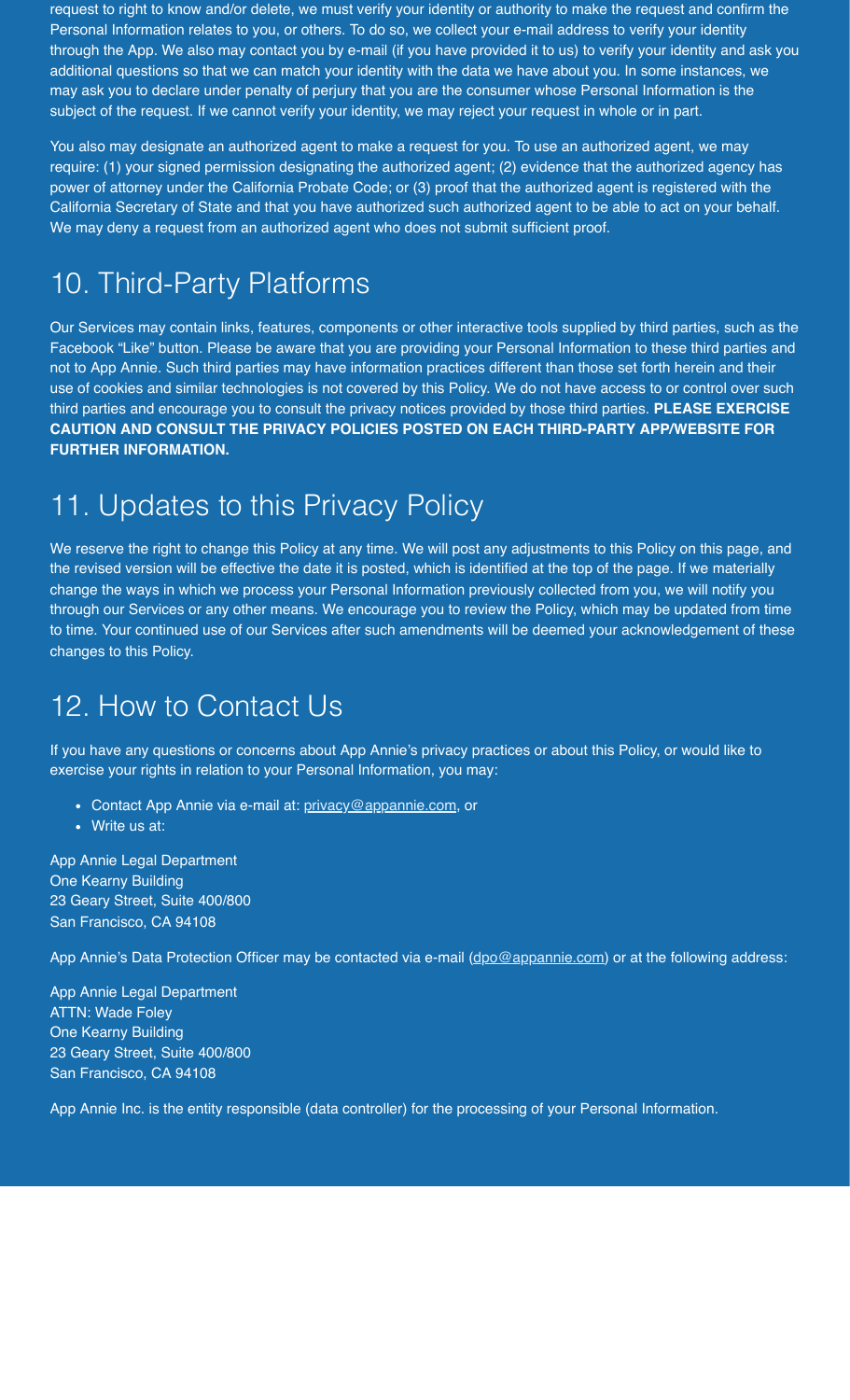request to right to know and/or delete, we must verify your identity or authority to make the request and confirm the Personal Information relates to you, or others. To do so, we collect your e-mail address to verify your identity through the App. We also may contact you by e-mail (if you have provided it to us) to verify your identity and ask you additional questions so that we can match your identity with the data we have about you. In some instances, we may ask you to declare under penalty of perjury that you are the consumer whose Personal Information is the subject of the request. If we cannot verify your identity, we may reject your request in whole or in part.

You also may designate an authorized agent to make a request for you. To use an authorized agent, we may require: (1) your signed permission designating the authorized agent; (2) evidence that the authorized agency has power of attorney under the California Probate Code; or (3) proof that the authorized agent is registered with the California Secretary of State and that you have authorized such authorized agent to be able to act on your behalf. We may deny a request from an authorized agent who does not submit sufficient proof.

## 10. Third-Party Platforms

Our Services may contain links, features, components or other interactive tools supplied by third parties, such as the Facebook "Like" button. Please be aware that you are providing your Personal Information to these third parties and not to App Annie. Such third parties may have information practices different than those set forth herein and their use of cookies and similar technologies is not covered by this Policy. We do not have access to or control over such third parties and encourage you to consult the privacy notices provided by those third parties. **PLEASE EXERCISE CAUTION AND CONSULT THE PRIVACY POLICIES POSTED ON EACH THIRD-PARTY APP/WEBSITE FOR FURTHER INFORMATION.**

## 11. Updates to this Privacy Policy

We reserve the right to change this Policy at any time. We will post any adjustments to this Policy on this page, and the revised version will be effective the date it is posted, which is identified at the top of the page. If we materially change the ways in which we process your Personal Information previously collected from you, we will notify you through our Services or any other means. We encourage you to review the Policy, which may be updated from time to time. Your continued use of our Services after such amendments will be deemed your acknowledgement of these changes to this Policy.

## 12. How to Contact Us

If you have any questions or concerns about App Annie's privacy practices or about this Policy, or would like to exercise your rights in relation to your Personal Information, you may:

- Contact App Annie via e-mail at: privacy@appannie.com, or
- Write us at:

App Annie Legal Department
One Kearny Building
23 Geary Street, Suite 400/800
San Francisco, CA 94108

App Annie's Data Protection Officer may be contacted via e-mail (dpo@appannie.com) or at the following address:

App Annie Legal Department
ATTN: Wade Foley
One Kearny Building
23 Geary Street, Suite 400/800
San Francisco, CA 94108

App Annie Inc. is the entity responsible (data controller) for the processing of your Personal Information.